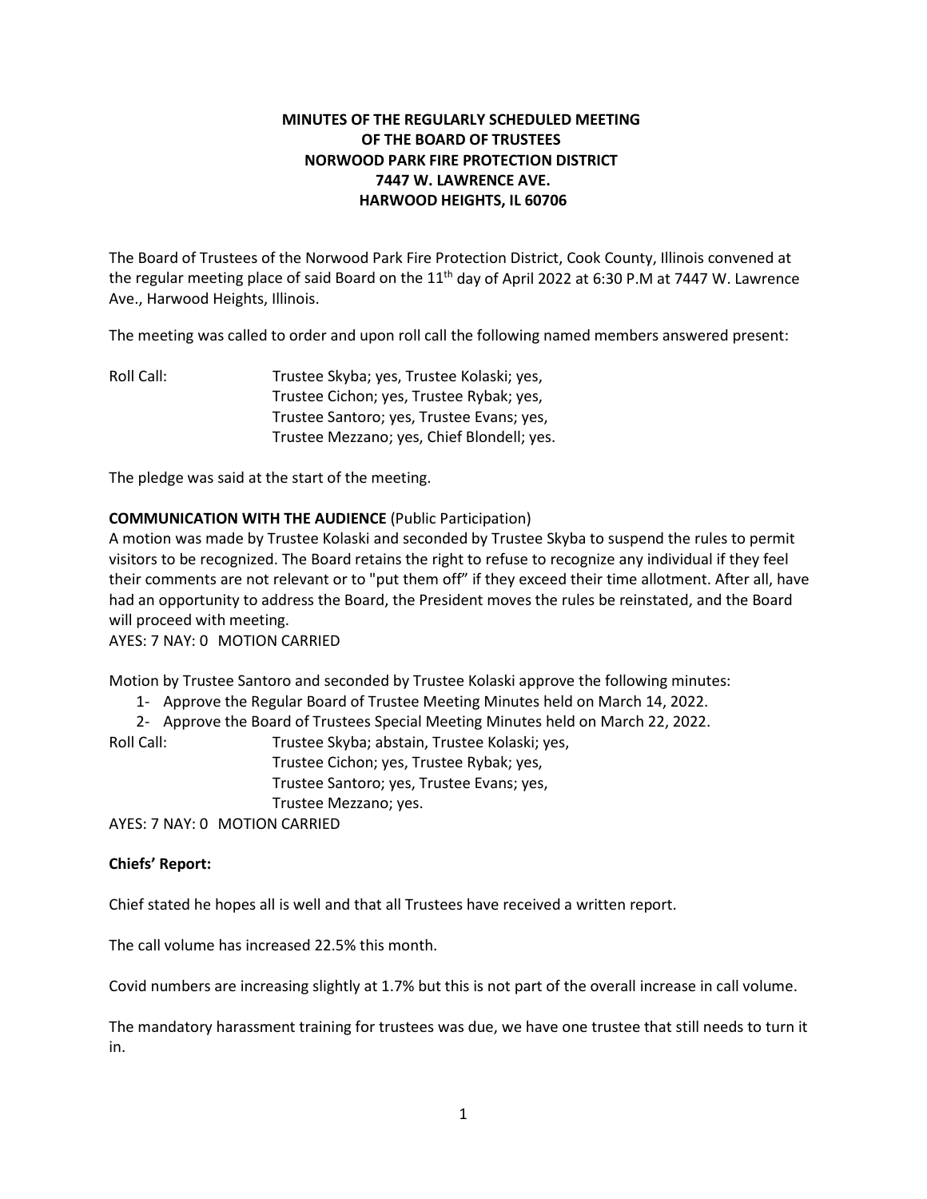**MINUTES OF THE REGULARLY SCHEDULED MEETING**
**OF THE BOARD OF TRUSTEES**
**NORWOOD PARK FIRE PROTECTION DISTRICT**
**7447 W. LAWRENCE AVE.**
**HARWOOD HEIGHTS, IL 60706**

The Board of Trustees of the Norwood Park Fire Protection District, Cook County, Illinois convened at the regular meeting place of said Board on the 11th day of April 2022 at 6:30 P.M at 7447 W. Lawrence Ave., Harwood Heights, Illinois.

The meeting was called to order and upon roll call the following named members answered present:

Roll Call: Trustee Skyba; yes, Trustee Kolaski; yes,
Trustee Cichon; yes, Trustee Rybak; yes,
Trustee Santoro; yes, Trustee Evans; yes,
Trustee Mezzano; yes, Chief Blondell; yes.

The pledge was said at the start of the meeting.

**COMMUNICATION WITH THE AUDIENCE** (Public Participation)
A motion was made by Trustee Kolaski and seconded by Trustee Skyba to suspend the rules to permit visitors to be recognized. The Board retains the right to refuse to recognize any individual if they feel their comments are not relevant or to "put them off" if they exceed their time allotment. After all, have had an opportunity to address the Board, the President moves the rules be reinstated, and the Board will proceed with meeting.
AYES: 7 NAY: 0 MOTION CARRIED

Motion by Trustee Santoro and seconded by Trustee Kolaski approve the following minutes:

1- Approve the Regular Board of Trustee Meeting Minutes held on March 14, 2022.
2- Approve the Board of Trustees Special Meeting Minutes held on March 22, 2022.

Roll Call: Trustee Skyba; abstain, Trustee Kolaski; yes,
Trustee Cichon; yes, Trustee Rybak; yes,
Trustee Santoro; yes, Trustee Evans; yes,
Trustee Mezzano; yes.

AYES: 7 NAY: 0 MOTION CARRIED

**Chiefs' Report:**

Chief stated he hopes all is well and that all Trustees have received a written report.

The call volume has increased 22.5% this month.

Covid numbers are increasing slightly at 1.7% but this is not part of the overall increase in call volume.

The mandatory harassment training for trustees was due, we have one trustee that still needs to turn it in.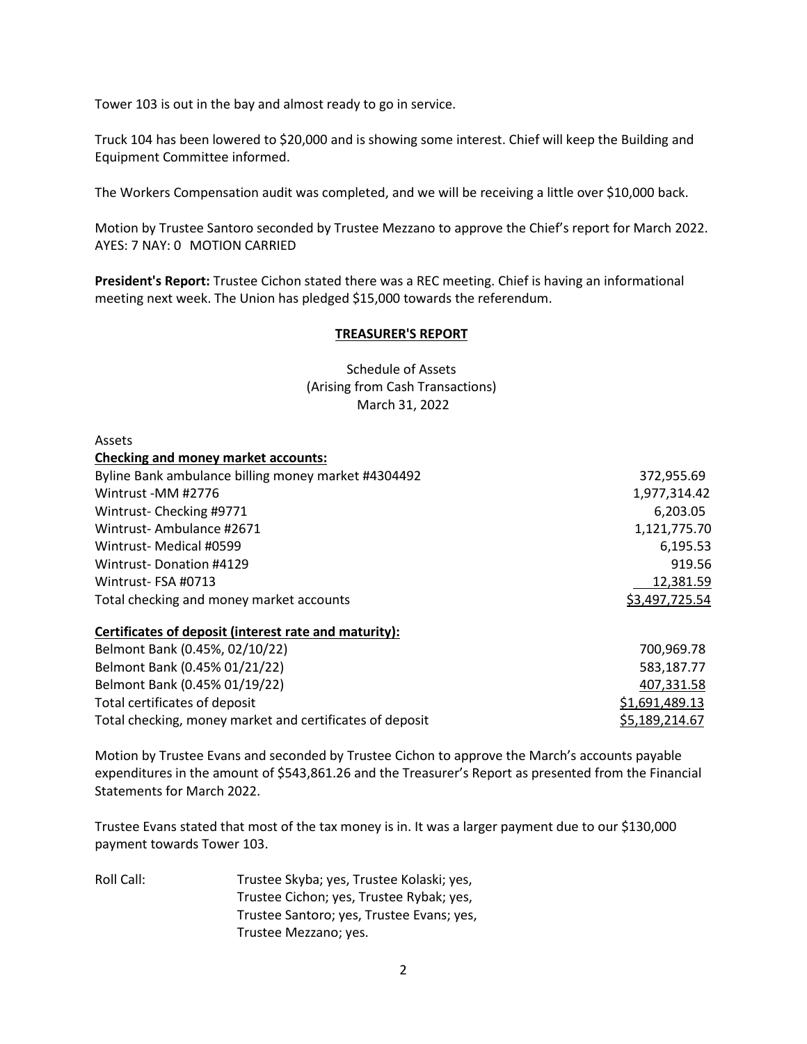Tower 103 is out in the bay and almost ready to go in service.

Truck 104 has been lowered to $20,000 and is showing some interest. Chief will keep the Building and Equipment Committee informed.

The Workers Compensation audit was completed, and we will be receiving a little over $10,000 back.

Motion by Trustee Santoro seconded by Trustee Mezzano to approve the Chief's report for March 2022. AYES: 7 NAY: 0 MOTION CARRIED

**President's Report:** Trustee Cichon stated there was a REC meeting. Chief is having an informational meeting next week. The Union has pledged $15,000 towards the referendum.

## TREASURER'S REPORT

Schedule of Assets
(Arising from Cash Transactions)
March 31, 2022

Assets

| **Checking and money market accounts:** | |
|---|---|
| Byline Bank ambulance billing money market #4304492 | 372,955.69 |
| Wintrust -MM #2776 | 1,977,314.42 |
| Wintrust- Checking #9771 | 6,203.05 |
| Wintrust- Ambulance #2671 | 1,121,775.70 |
| Wintrust- Medical #0599 | 6,195.53 |
| Wintrust- Donation #4129 | 919.56 |
| Wintrust- FSA #0713 | 12,381.59 |
| Total checking and money market accounts | $3,497,725.54 |
| **Certificates of deposit (interest rate and maturity):** | |
| Belmont Bank (0.45%, 02/10/22) | 700,969.78 |
| Belmont Bank (0.45% 01/21/22) | 583,187.77 |
| Belmont Bank (0.45% 01/19/22) | 407,331.58 |
| Total certificates of deposit | $1,691,489.13 |
| Total checking, money market and certificates of deposit | $5,189,214.67 |

Motion by Trustee Evans and seconded by Trustee Cichon to approve the March's accounts payable expenditures in the amount of $543,861.26 and the Treasurer's Report as presented from the Financial Statements for March 2022.

Trustee Evans stated that most of the tax money is in. It was a larger payment due to our $130,000 payment towards Tower 103.

Roll Call: Trustee Skyba; yes, Trustee Kolaski; yes, Trustee Cichon; yes, Trustee Rybak; yes, Trustee Santoro; yes, Trustee Evans; yes, Trustee Mezzano; yes.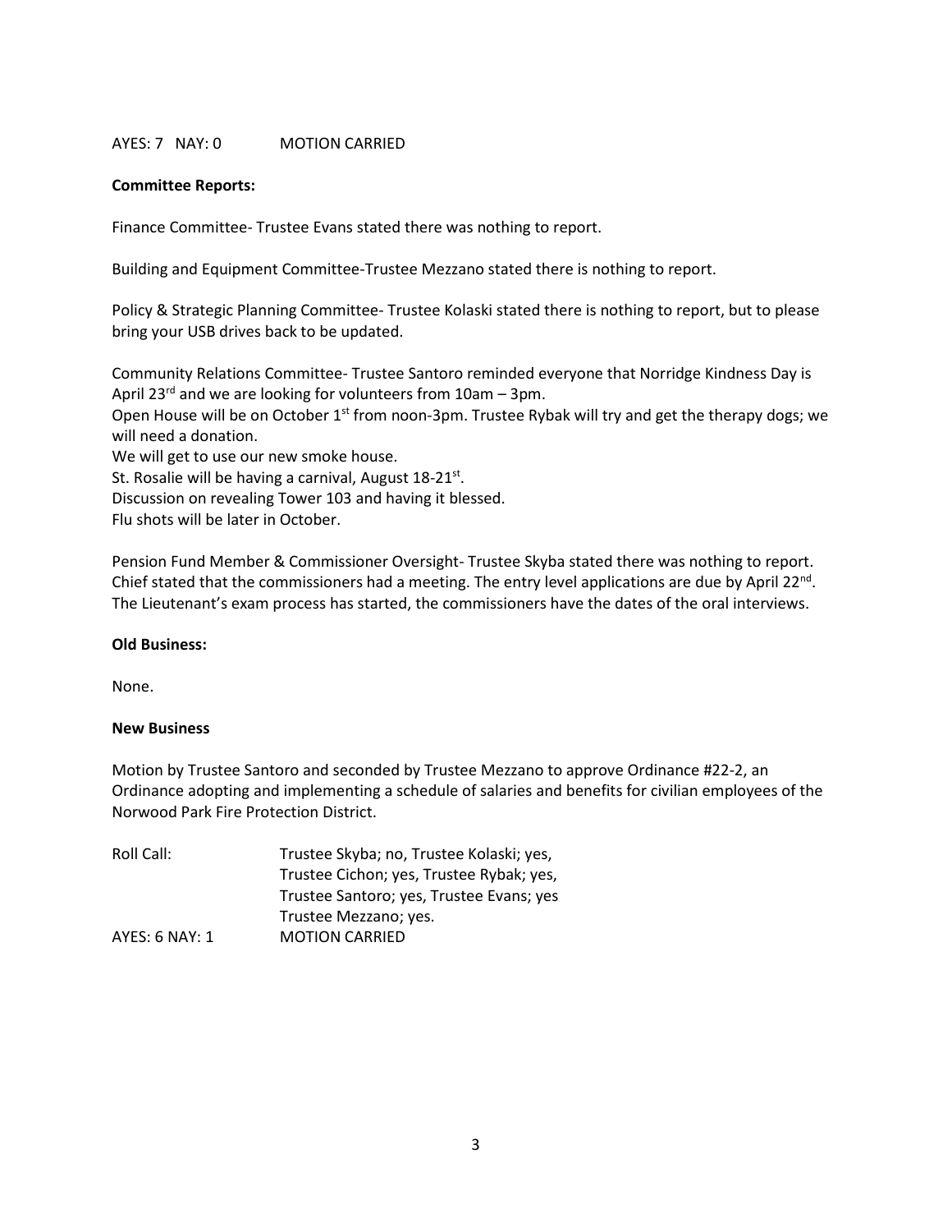AYES: 7   NAY: 0   MOTION CARRIED

**Committee Reports:**

Finance Committee- Trustee Evans stated there was nothing to report.

Building and Equipment Committee-Trustee Mezzano stated there is nothing to report.

Policy & Strategic Planning Committee- Trustee Kolaski stated there is nothing to report, but to please bring your USB drives back to be updated.

Community Relations Committee- Trustee Santoro reminded everyone that Norridge Kindness Day is April 23rd and we are looking for volunteers from 10am – 3pm.
Open House will be on October 1st from noon-3pm. Trustee Rybak will try and get the therapy dogs; we will need a donation.
We will get to use our new smoke house.
St. Rosalie will be having a carnival, August 18-21st.
Discussion on revealing Tower 103 and having it blessed.
Flu shots will be later in October.

Pension Fund Member & Commissioner Oversight- Trustee Skyba stated there was nothing to report. Chief stated that the commissioners had a meeting. The entry level applications are due by April 22nd. The Lieutenant's exam process has started, the commissioners have the dates of the oral interviews.

**Old Business:**

None.

**New Business**

Motion by Trustee Santoro and seconded by Trustee Mezzano to approve Ordinance #22-2, an Ordinance adopting and implementing a schedule of salaries and benefits for civilian employees of the Norwood Park Fire Protection District.

Roll Call: Trustee Skyba; no, Trustee Kolaski; yes, Trustee Cichon; yes, Trustee Rybak; yes, Trustee Santoro; yes, Trustee Evans; yes Trustee Mezzano; yes.

AYES: 6 NAY: 1   MOTION CARRIED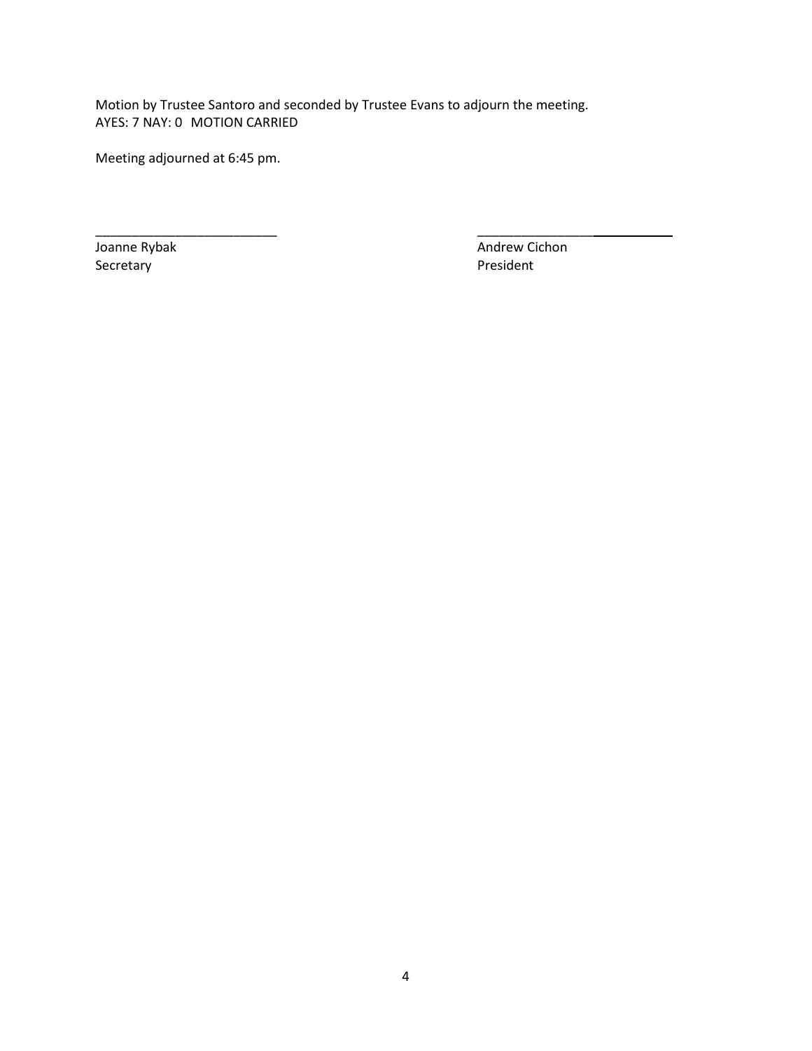Motion by Trustee Santoro and seconded by Trustee Evans to adjourn the meeting.
AYES: 7 NAY: 0 MOTION CARRIED

Meeting adjourned at 6:45 pm.

_________________________ _________________________

Joanne Rybak
Secretary

Andrew Cichon
President